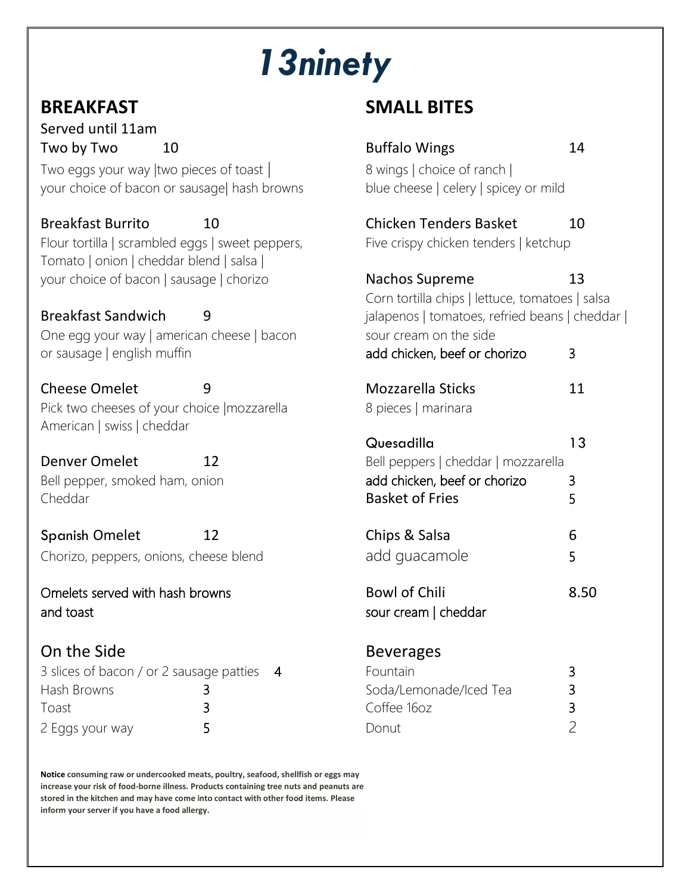# *13ninety*

## BREAKFAST

Served until 11am

**Two by Two** 10

Two eggs your way |two pieces of toast | your choice of bacon or sausage| hash browns

**Breakfast Burrito** 10

Flour tortilla | scrambled eggs | sweet peppers, Tomato | onion | cheddar blend | salsa | your choice of bacon | sausage | chorizo

**Breakfast Sandwich** 9

One egg your way | american cheese | bacon or sausage | english muffin

**Cheese Omelet** 9

Pick two cheeses of your choice |mozzarella American | swiss | cheddar

**Denver Omelet** 12

Bell pepper, smoked ham, onion Cheddar

**Spanish Omelet** 12

Chorizo, peppers, onions, cheese blend

Omelets served with hash browns and toast

### On the Side

| | |
|---|---|
| 3 slices of bacon / or 2 sausage patties | 4 |
| Hash Browns | 3 |
| Toast | 3 |
| 2 Eggs your way | 5 |

## SMALL BITES

**Buffalo Wings** 14

8 wings | choice of ranch | blue cheese | celery | spicey or mild

**Chicken Tenders Basket** 10

Five crispy chicken tenders | ketchup

**Nachos Supreme** 13

Corn tortilla chips | lettuce, tomatoes | salsa jalapenos | tomatoes, refried beans | cheddar | sour cream on the side

add chicken, beef or chorizo 3

**Mozzarella Sticks** 11

8 pieces | marinara

**Quesadilla** 13

Bell peppers | cheddar | mozzarella

add chicken, beef or chorizo 3

**Basket of Fries** 5

**Chips & Salsa** 6

add guacamole 5

**Bowl of Chili** 8.50

sour cream | cheddar

### Beverages

| | |
|---|---|
| Fountain | 3 |
| Soda/Lemonade/Iced Tea | 3 |
| Coffee 16oz | 3 |
| Donut | 2 |

**Notice consuming raw or undercooked meats, poultry, seafood, shellfish or eggs may increase your risk of food-borne illness. Products containing tree nuts and peanuts are stored in the kitchen and may have come into contact with other food items. Please inform your server if you have a food allergy.**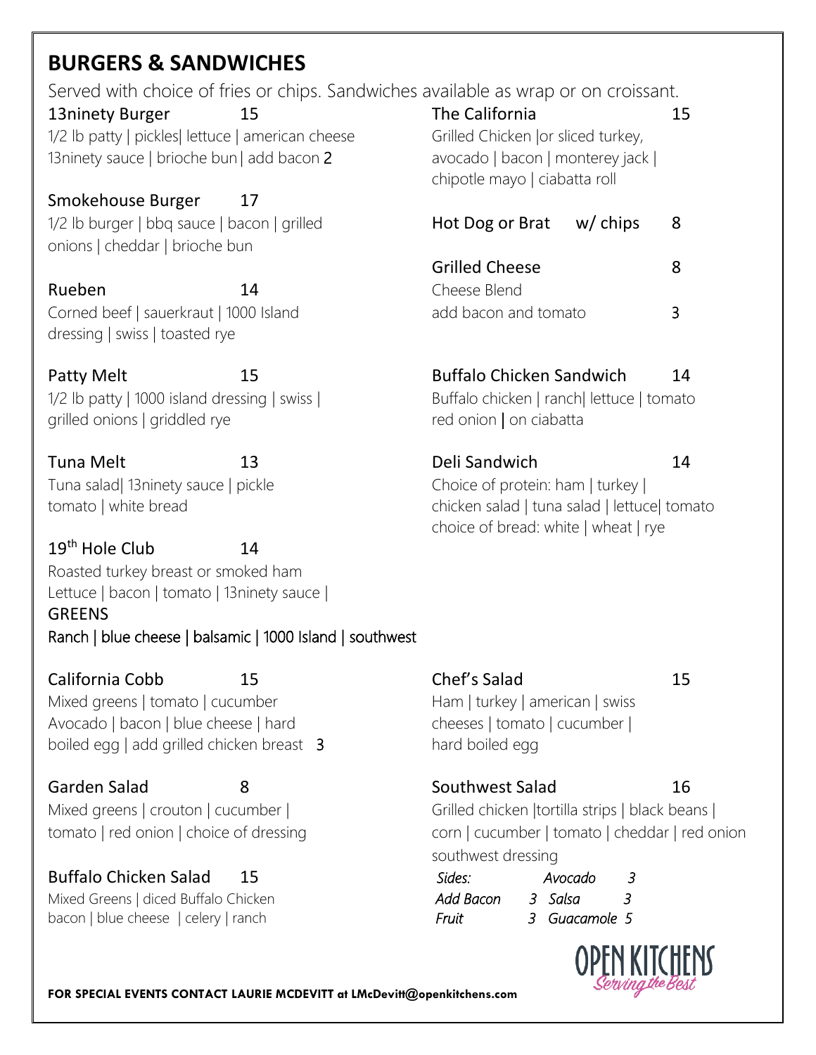## BURGERS & SANDWICHES

Served with choice of fries or chips. Sandwiches available as wrap or on croissant.

**13ninety Burger** 15
1/2 lb patty | pickles| lettuce | american cheese
13ninety sauce | brioche bun| add bacon 2

**Smokehouse Burger** 17
1/2 lb burger | bbq sauce | bacon | grilled onions | cheddar | brioche bun

**Rueben** 14
Corned beef | sauerkraut | 1000 Island dressing | swiss | toasted rye

**Patty Melt** 15
1/2 lb patty | 1000 island dressing | swiss | grilled onions | griddled rye

**Tuna Melt** 13
Tuna salad| 13ninety sauce | pickle
tomato | white bread

**19th Hole Club** 14
Roasted turkey breast or smoked ham
Lettuce | bacon | tomato | 13ninety sauce |

**The California** 15
Grilled Chicken |or sliced turkey, avocado | bacon | monterey jack | chipotle mayo | ciabatta roll

**Hot Dog or Brat** w/ chips 8

**Grilled Cheese** 8
Cheese Blend
add bacon and tomato 3

**Buffalo Chicken Sandwich** 14
Buffalo chicken | ranch| lettuce | tomato
red onion | on ciabatta

**Deli Sandwich** 14
Choice of protein: ham | turkey |
chicken salad | tuna salad | lettuce| tomato
choice of bread: white | wheat | rye

## GREENS

Ranch | blue cheese | balsamic | 1000 Island | southwest

**California Cobb** 15
Mixed greens | tomato | cucumber
Avocado | bacon | blue cheese | hard boiled egg | add grilled chicken breast 3

**Garden Salad** 8
Mixed greens | crouton | cucumber |
tomato | red onion | choice of dressing

**Buffalo Chicken Salad** 15
Mixed Greens | diced Buffalo Chicken
bacon | blue cheese | celery | ranch

**Chef's Salad** 15
Ham | turkey | american | swiss
cheeses | tomato | cucumber |
hard boiled egg

**Southwest Salad** 16
Grilled chicken |tortilla strips | black beans |
corn | cucumber | tomato | cheddar | red onion
southwest dressing

*Sides:* *Avocado 3*
*Add Bacon 3* *Salsa 3*
*Fruit 3* *Guacamole 5*

OPEN KITCHENS
*Serving the Best*

**FOR SPECIAL EVENTS CONTACT LAURIE MCDEVITT at LMcDevitt@openkitchens.com**